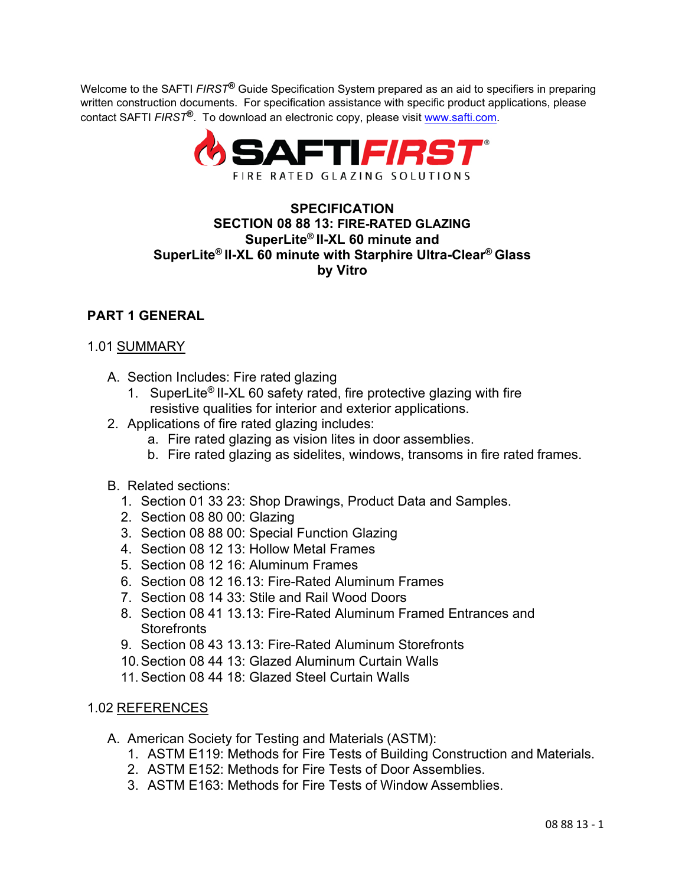Welcome to the SAFTI *FIRST*® Guide Specification System prepared as an aid to specifiers in preparing written construction documents. For specification assistance with specific product applications, please contact SAFTI *FIRST*®. To download an electronic copy, please visit [www.safti.com](http://www.safti.com).

SAFTIFIRST®
FIRE RATED GLAZING SOLUTIONS

# SPECIFICATION
## SECTION 08 88 13: FIRE-RATED GLAZING
## SuperLite® II-XL 60 minute and SuperLite® II-XL 60 minute with Starphire Ultra-Clear® Glass by Vitro

## PART 1 GENERAL

### 1.01 SUMMARY

A. Section Includes: Fire rated glazing
   1. SuperLite® II-XL 60 safety rated, fire protective glazing with fire resistive qualities for interior and exterior applications.

2. Applications of fire rated glazing includes:
   a. Fire rated glazing as vision lites in door assemblies.
   b. Fire rated glazing as sidelites, windows, transoms in fire rated frames.

B. Related sections:
   1. Section 01 33 23: Shop Drawings, Product Data and Samples.
   2. Section 08 80 00: Glazing
   3. Section 08 88 00: Special Function Glazing
   4. Section 08 12 13: Hollow Metal Frames
   5. Section 08 12 16: Aluminum Frames
   6. Section 08 12 16.13: Fire-Rated Aluminum Frames
   7. Section 08 14 33: Stile and Rail Wood Doors
   8. Section 08 41 13.13: Fire-Rated Aluminum Framed Entrances and Storefronts
   9. Section 08 43 13.13: Fire-Rated Aluminum Storefronts
   10. Section 08 44 13: Glazed Aluminum Curtain Walls
   11. Section 08 44 18: Glazed Steel Curtain Walls

### 1.02 REFERENCES

A. American Society for Testing and Materials (ASTM):
   1. ASTM E119: Methods for Fire Tests of Building Construction and Materials.
   2. ASTM E152: Methods for Fire Tests of Door Assemblies.
   3. ASTM E163: Methods for Fire Tests of Window Assemblies.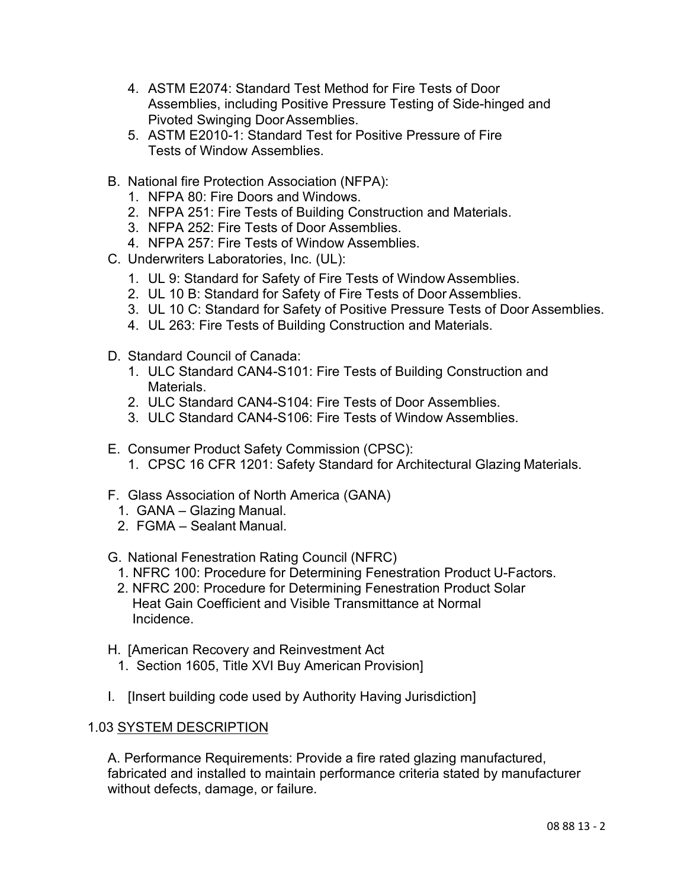4. ASTM E2074: Standard Test Method for Fire Tests of Door Assemblies, including Positive Pressure Testing of Side-hinged and Pivoted Swinging Door Assemblies.
5. ASTM E2010-1: Standard Test for Positive Pressure of Fire Tests of Window Assemblies.

B. National fire Protection Association (NFPA):
   1. NFPA 80: Fire Doors and Windows.
   2. NFPA 251: Fire Tests of Building Construction and Materials.
   3. NFPA 252: Fire Tests of Door Assemblies.
   4. NFPA 257: Fire Tests of Window Assemblies.

C. Underwriters Laboratories, Inc. (UL):
   1. UL 9: Standard for Safety of Fire Tests of Window Assemblies.
   2. UL 10 B: Standard for Safety of Fire Tests of Door Assemblies.
   3. UL 10 C: Standard for Safety of Positive Pressure Tests of Door Assemblies.
   4. UL 263: Fire Tests of Building Construction and Materials.

D. Standard Council of Canada:
   1. ULC Standard CAN4-S101: Fire Tests of Building Construction and Materials.
   2. ULC Standard CAN4-S104: Fire Tests of Door Assemblies.
   3. ULC Standard CAN4-S106: Fire Tests of Window Assemblies.

E. Consumer Product Safety Commission (CPSC):
   1. CPSC 16 CFR 1201: Safety Standard for Architectural Glazing Materials.

F. Glass Association of North America (GANA)
   1. GANA – Glazing Manual.
   2. FGMA – Sealant Manual.

G. National Fenestration Rating Council (NFRC)
   1. NFRC 100: Procedure for Determining Fenestration Product U-Factors.
   2. NFRC 200: Procedure for Determining Fenestration Product Solar Heat Gain Coefficient and Visible Transmittance at Normal Incidence.

H. [American Recovery and Reinvestment Act
   1. Section 1605, Title XVI Buy American Provision]

I. [Insert building code used by Authority Having Jurisdiction]

## 1.03 SYSTEM DESCRIPTION

A. Performance Requirements: Provide a fire rated glazing manufactured, fabricated and installed to maintain performance criteria stated by manufacturer without defects, damage, or failure.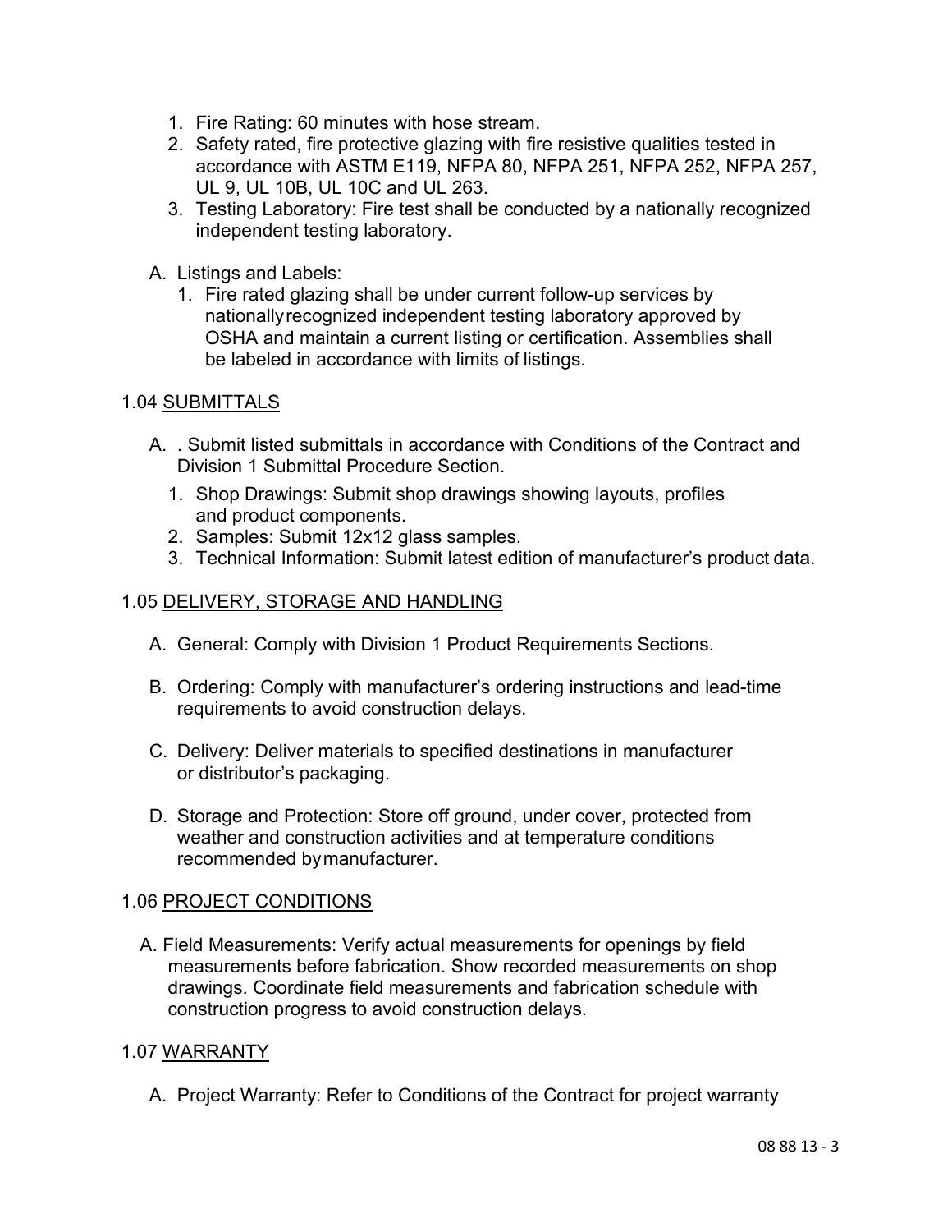1. Fire Rating: 60 minutes with hose stream.
2. Safety rated, fire protective glazing with fire resistive qualities tested in accordance with ASTM E119, NFPA 80, NFPA 251, NFPA 252, NFPA 257, UL 9, UL 10B, UL 10C and UL 263.
3. Testing Laboratory: Fire test shall be conducted by a nationally recognized independent testing laboratory.

A. Listings and Labels:
   1. Fire rated glazing shall be under current follow-up services by nationally recognized independent testing laboratory approved by OSHA and maintain a current listing or certification. Assemblies shall be labeled in accordance with limits of listings.

1.04 <u>SUBMITTALS</u>

A. . Submit listed submittals in accordance with Conditions of the Contract and Division 1 Submittal Procedure Section.
   1. Shop Drawings: Submit shop drawings showing layouts, profiles and product components.
   2. Samples: Submit 12x12 glass samples.
   3. Technical Information: Submit latest edition of manufacturer's product data.

1.05 <u>DELIVERY, STORAGE AND HANDLING</u>

A. General: Comply with Division 1 Product Requirements Sections.

B. Ordering: Comply with manufacturer's ordering instructions and lead-time requirements to avoid construction delays.

C. Delivery: Deliver materials to specified destinations in manufacturer or distributor's packaging.

D. Storage and Protection: Store off ground, under cover, protected from weather and construction activities and at temperature conditions recommended by manufacturer.

1.06 <u>PROJECT CONDITIONS</u>

A. Field Measurements: Verify actual measurements for openings by field measurements before fabrication. Show recorded measurements on shop drawings. Coordinate field measurements and fabrication schedule with construction progress to avoid construction delays.

1.07 <u>WARRANTY</u>

A. Project Warranty: Refer to Conditions of the Contract for project warranty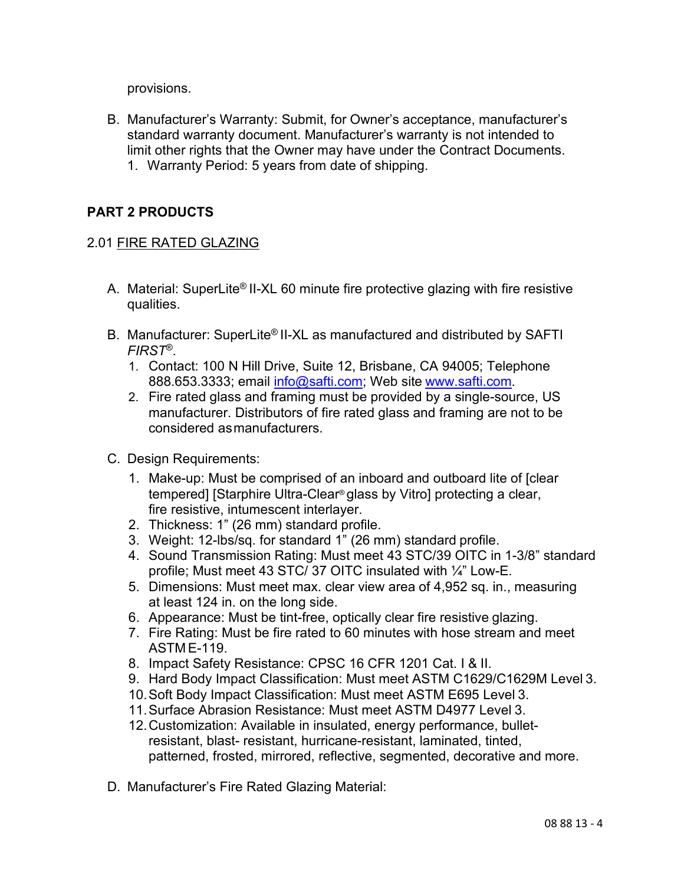provisions.

B. Manufacturer's Warranty: Submit, for Owner's acceptance, manufacturer's standard warranty document. Manufacturer's warranty is not intended to limit other rights that the Owner may have under the Contract Documents.
   1. Warranty Period: 5 years from date of shipping.

## PART 2 PRODUCTS

### 2.01 FIRE RATED GLAZING

A. Material: SuperLite® II-XL 60 minute fire protective glazing with fire resistive qualities.

B. Manufacturer: SuperLite® II-XL as manufactured and distributed by SAFTI *FIRST*®.
   1. Contact: 100 N Hill Drive, Suite 12, Brisbane, CA 94005; Telephone 888.653.3333; email info@safti.com; Web site www.safti.com.
   2. Fire rated glass and framing must be provided by a single-source, US manufacturer. Distributors of fire rated glass and framing are not to be considered as manufacturers.

C. Design Requirements:
   1. Make-up: Must be comprised of an inboard and outboard lite of [clear tempered] [Starphire Ultra-Clear® glass by Vitro] protecting a clear, fire resistive, intumescent interlayer.
   2. Thickness: 1" (26 mm) standard profile.
   3. Weight: 12-lbs/sq. for standard 1" (26 mm) standard profile.
   4. Sound Transmission Rating: Must meet 43 STC/39 OITC in 1-3/8" standard profile; Must meet 43 STC/ 37 OITC insulated with ¼" Low-E.
   5. Dimensions: Must meet max. clear view area of 4,952 sq. in., measuring at least 124 in. on the long side.
   6. Appearance: Must be tint-free, optically clear fire resistive glazing.
   7. Fire Rating: Must be fire rated to 60 minutes with hose stream and meet ASTM E-119.
   8. Impact Safety Resistance: CPSC 16 CFR 1201 Cat. I & II.
   9. Hard Body Impact Classification: Must meet ASTM C1629/C1629M Level 3.
   10. Soft Body Impact Classification: Must meet ASTM E695 Level 3.
   11. Surface Abrasion Resistance: Must meet ASTM D4977 Level 3.
   12. Customization: Available in insulated, energy performance, bullet-resistant, blast- resistant, hurricane-resistant, laminated, tinted, patterned, frosted, mirrored, reflective, segmented, decorative and more.

D. Manufacturer's Fire Rated Glazing Material: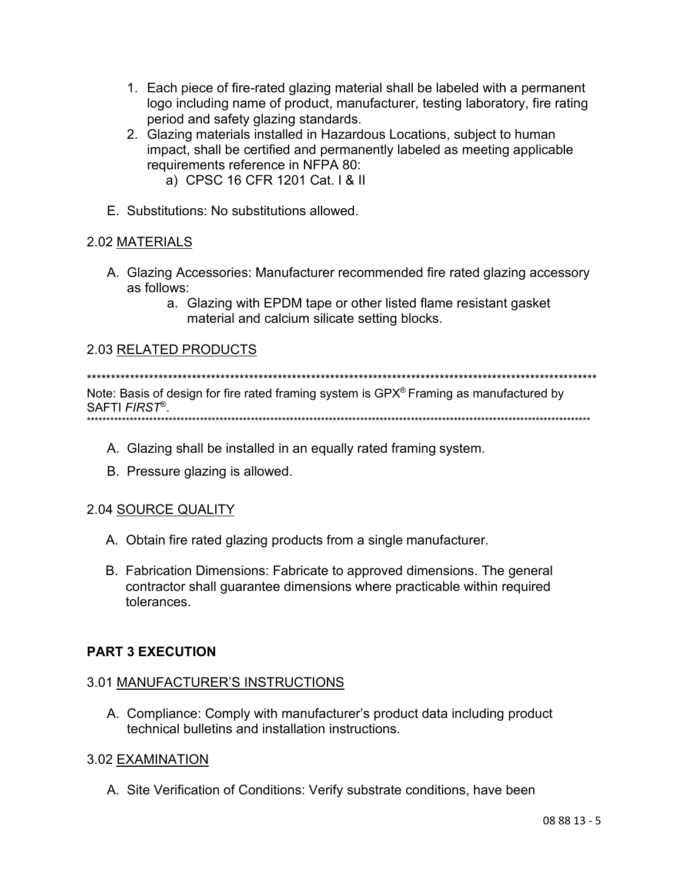1. Each piece of fire-rated glazing material shall be labeled with a permanent logo including name of product, manufacturer, testing laboratory, fire rating period and safety glazing standards.
2. Glazing materials installed in Hazardous Locations, subject to human impact, shall be certified and permanently labeled as meeting applicable requirements reference in NFPA 80:
   a) CPSC 16 CFR 1201 Cat. I & II

E. Substitutions: No substitutions allowed.

### 2.02 <u>MATERIALS</u>

A. Glazing Accessories: Manufacturer recommended fire rated glazing accessory as follows:
   a. Glazing with EPDM tape or other listed flame resistant gasket material and calcium silicate setting blocks.

### 2.03 <u>RELATED PRODUCTS</u>

**************************************************************************************************************

Note: Basis of design for fire rated framing system is GPX® Framing as manufactured by SAFTI *FIRST*®.

**************************************************************************************************************

A. Glazing shall be installed in an equally rated framing system.

B. Pressure glazing is allowed.

### 2.04 <u>SOURCE QUALITY</u>

A. Obtain fire rated glazing products from a single manufacturer.

B. Fabrication Dimensions: Fabricate to approved dimensions. The general contractor shall guarantee dimensions where practicable within required tolerances.

## PART 3 EXECUTION

### 3.01 <u>MANUFACTURER'S INSTRUCTIONS</u>

A. Compliance: Comply with manufacturer's product data including product technical bulletins and installation instructions.

### 3.02 <u>EXAMINATION</u>

A. Site Verification of Conditions: Verify substrate conditions, have been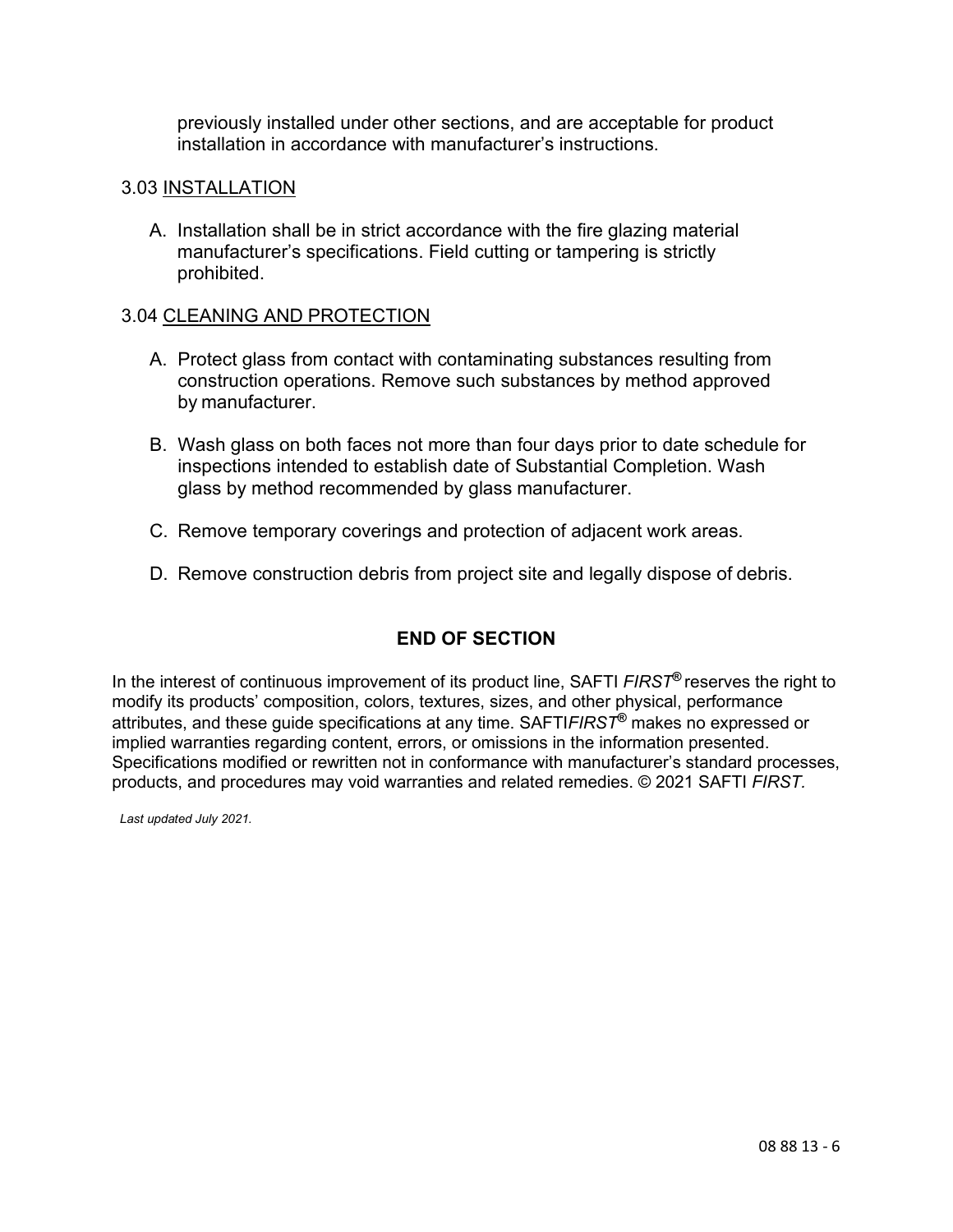previously installed under other sections, and are acceptable for product installation in accordance with manufacturer's instructions.

### 3.03 INSTALLATION

A. Installation shall be in strict accordance with the fire glazing material manufacturer's specifications. Field cutting or tampering is strictly prohibited.

### 3.04 CLEANING AND PROTECTION

A. Protect glass from contact with contaminating substances resulting from construction operations. Remove such substances by method approved by manufacturer.

B. Wash glass on both faces not more than four days prior to date schedule for inspections intended to establish date of Substantial Completion. Wash glass by method recommended by glass manufacturer.

C. Remove temporary coverings and protection of adjacent work areas.

D. Remove construction debris from project site and legally dispose of debris.

**END OF SECTION**

In the interest of continuous improvement of its product line, SAFTI *FIRST*® reserves the right to modify its products' composition, colors, textures, sizes, and other physical, performance attributes, and these guide specifications at any time. SAFTI*FIRST*® makes no expressed or implied warranties regarding content, errors, or omissions in the information presented. Specifications modified or rewritten not in conformance with manufacturer's standard processes, products, and procedures may void warranties and related remedies. © 2021 SAFTI *FIRST*.

*Last updated July 2021.*